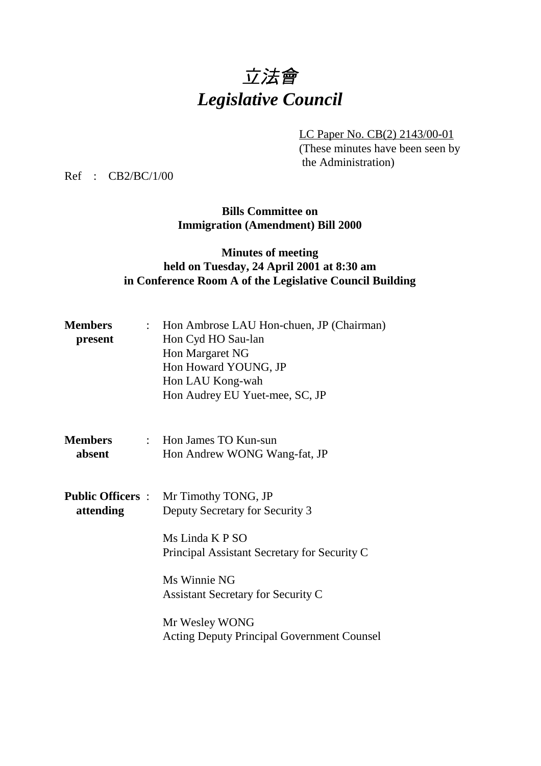# 立法會
# *Legislative Council*

LC Paper No. CB(2) 2143/00-01
(These minutes have been seen by the Administration)

Ref : CB2/BC/1/00

**Bills Committee on**
**Immigration (Amendment) Bill 2000**

**Minutes of meeting**
**held on Tuesday, 24 April 2001 at 8:30 am**
**in Conference Room A of the Legislative Council Building**

**Members present** :
Hon Ambrose LAU Hon-chuen, JP (Chairman)
Hon Cyd HO Sau-lan
Hon Margaret NG
Hon Howard YOUNG, JP
Hon LAU Kong-wah
Hon Audrey EU Yuet-mee, SC, JP

**Members absent** :
Hon James TO Kun-sun
Hon Andrew WONG Wang-fat, JP

**Public Officers attending** :
Mr Timothy TONG, JP
Deputy Secretary for Security 3

Ms Linda K P SO
Principal Assistant Secretary for Security C

Ms Winnie NG
Assistant Secretary for Security C

Mr Wesley WONG
Acting Deputy Principal Government Counsel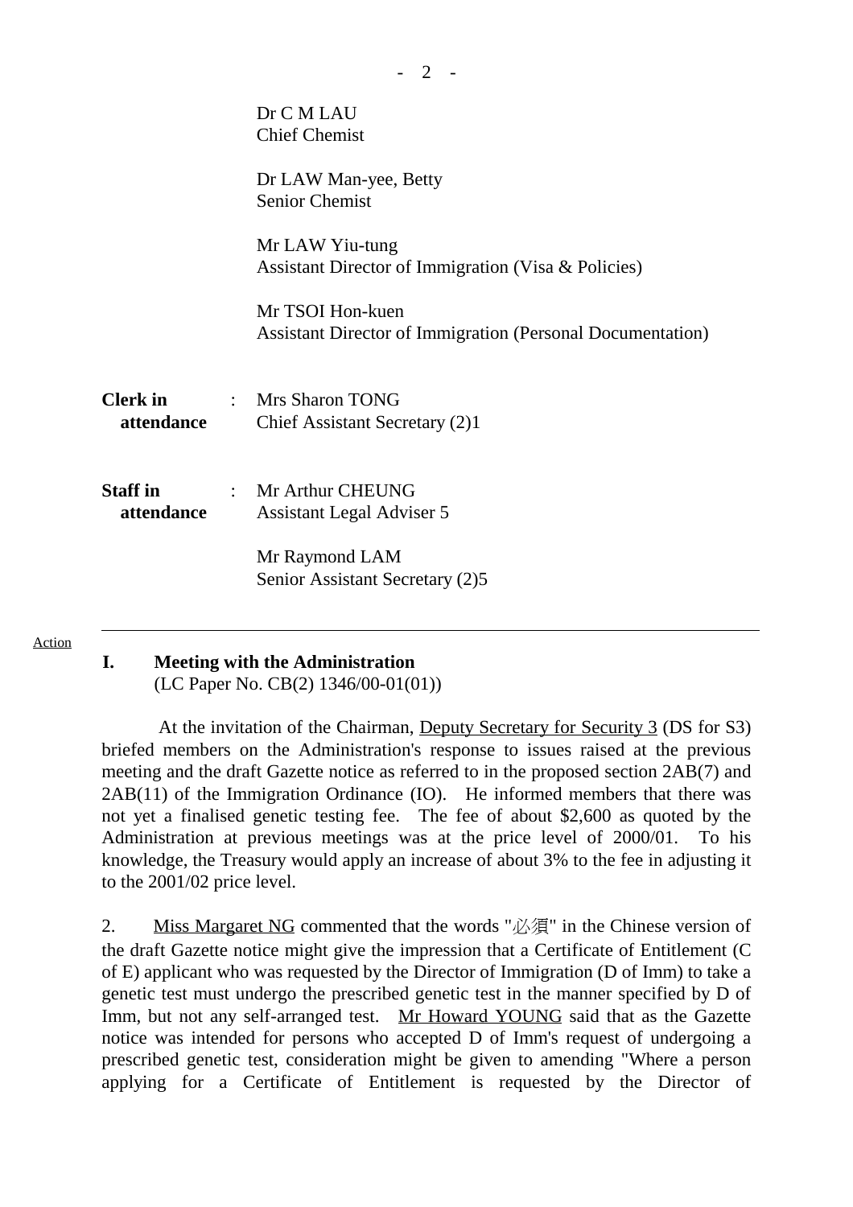Dr C M LAU
Chief Chemist

Dr LAW Man-yee, Betty
Senior Chemist

Mr LAW Yiu-tung
Assistant Director of Immigration (Visa & Policies)

Mr TSOI Hon-kuen
Assistant Director of Immigration (Personal Documentation)

**Clerk in attendance** : Mrs Sharon TONG
Chief Assistant Secretary (2)1

**Staff in attendance** : Mr Arthur CHEUNG
Assistant Legal Adviser 5

Mr Raymond LAM
Senior Assistant Secretary (2)5

---

Action

## I. Meeting with the Administration

(LC Paper No. CB(2) 1346/00-01(01))

At the invitation of the Chairman, Deputy Secretary for Security 3 (DS for S3) briefed members on the Administration's response to issues raised at the previous meeting and the draft Gazette notice as referred to in the proposed section 2AB(7) and 2AB(11) of the Immigration Ordinance (IO). He informed members that there was not yet a finalised genetic testing fee. The fee of about $2,600 as quoted by the Administration at previous meetings was at the price level of 2000/01. To his knowledge, the Treasury would apply an increase of about 3% to the fee in adjusting it to the 2001/02 price level.

2. Miss Margaret NG commented that the words "必須" in the Chinese version of the draft Gazette notice might give the impression that a Certificate of Entitlement (C of E) applicant who was requested by the Director of Immigration (D of Imm) to take a genetic test must undergo the prescribed genetic test in the manner specified by D of Imm, but not any self-arranged test. Mr Howard YOUNG said that as the Gazette notice was intended for persons who accepted D of Imm's request of undergoing a prescribed genetic test, consideration might be given to amending "Where a person applying for a Certificate of Entitlement is requested by the Director of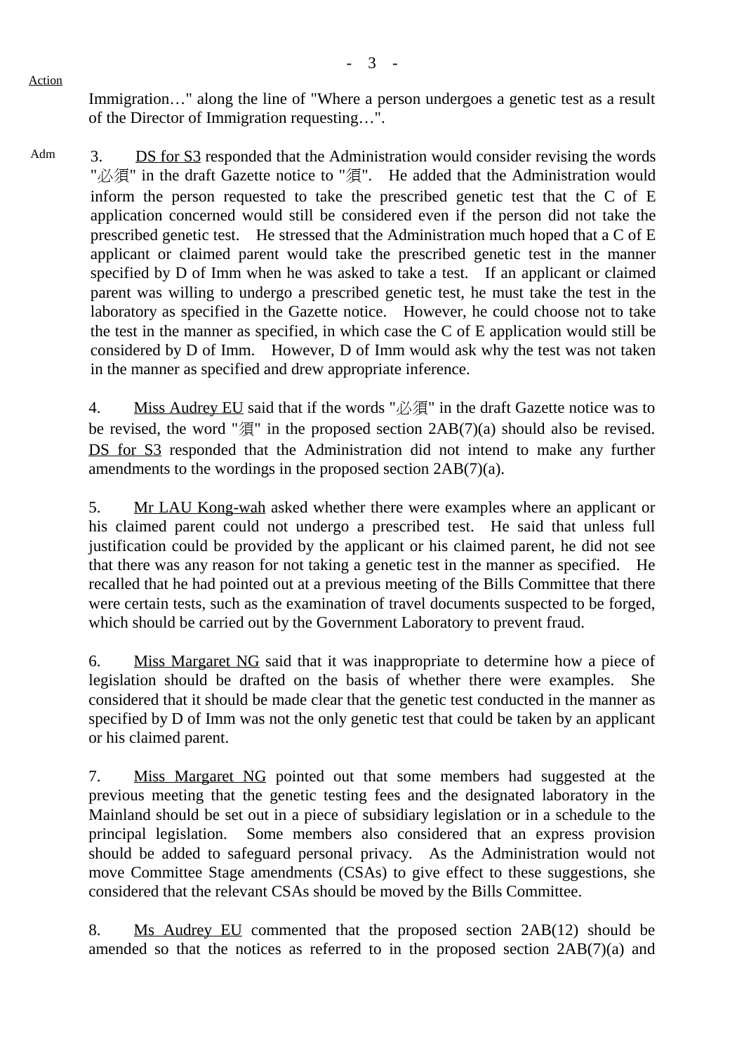Action

Immigration…" along the line of "Where a person undergoes a genetic test as a result of the Director of Immigration requesting…".

Adm

3. DS for S3 responded that the Administration would consider revising the words "必須" in the draft Gazette notice to "須". He added that the Administration would inform the person requested to take the prescribed genetic test that the C of E application concerned would still be considered even if the person did not take the prescribed genetic test. He stressed that the Administration much hoped that a C of E applicant or claimed parent would take the prescribed genetic test in the manner specified by D of Imm when he was asked to take a test. If an applicant or claimed parent was willing to undergo a prescribed genetic test, he must take the test in the laboratory as specified in the Gazette notice. However, he could choose not to take the test in the manner as specified, in which case the C of E application would still be considered by D of Imm. However, D of Imm would ask why the test was not taken in the manner as specified and drew appropriate inference.

4. Miss Audrey EU said that if the words "必須" in the draft Gazette notice was to be revised, the word "須" in the proposed section 2AB(7)(a) should also be revised. DS for S3 responded that the Administration did not intend to make any further amendments to the wordings in the proposed section 2AB(7)(a).

5. Mr LAU Kong-wah asked whether there were examples where an applicant or his claimed parent could not undergo a prescribed test. He said that unless full justification could be provided by the applicant or his claimed parent, he did not see that there was any reason for not taking a genetic test in the manner as specified. He recalled that he had pointed out at a previous meeting of the Bills Committee that there were certain tests, such as the examination of travel documents suspected to be forged, which should be carried out by the Government Laboratory to prevent fraud.

6. Miss Margaret NG said that it was inappropriate to determine how a piece of legislation should be drafted on the basis of whether there were examples. She considered that it should be made clear that the genetic test conducted in the manner as specified by D of Imm was not the only genetic test that could be taken by an applicant or his claimed parent.

7. Miss Margaret NG pointed out that some members had suggested at the previous meeting that the genetic testing fees and the designated laboratory in the Mainland should be set out in a piece of subsidiary legislation or in a schedule to the principal legislation. Some members also considered that an express provision should be added to safeguard personal privacy. As the Administration would not move Committee Stage amendments (CSAs) to give effect to these suggestions, she considered that the relevant CSAs should be moved by the Bills Committee.

8. Ms Audrey EU commented that the proposed section 2AB(12) should be amended so that the notices as referred to in the proposed section 2AB(7)(a) and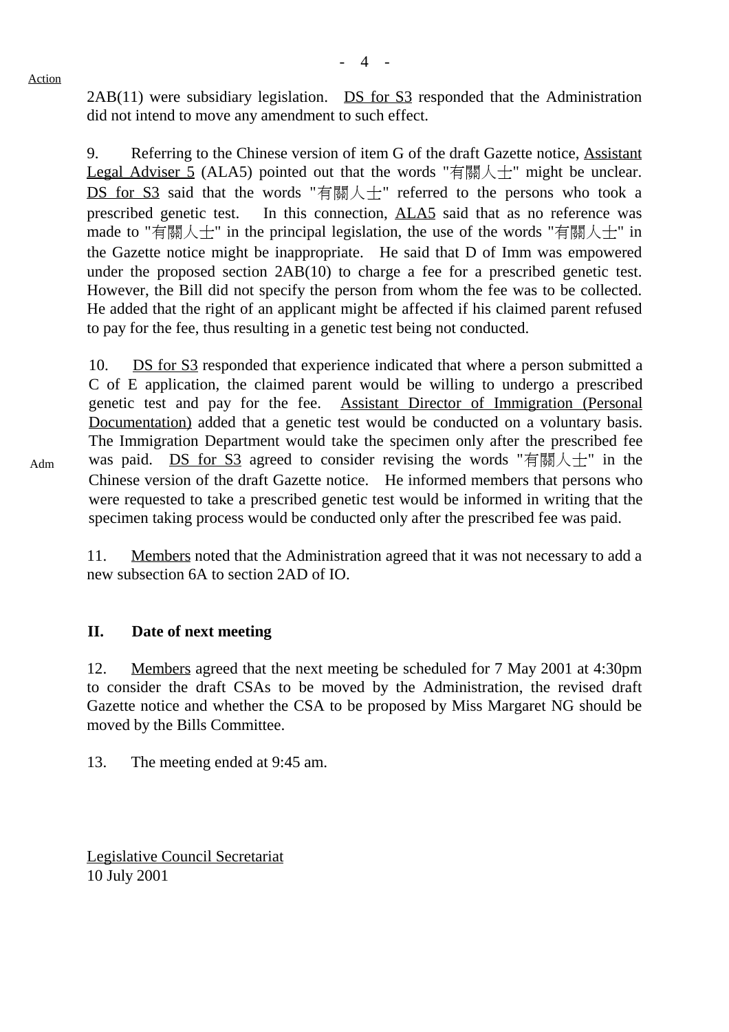Action

2AB(11) were subsidiary legislation. <u>DS for S3</u> responded that the Administration did not intend to move any amendment to such effect.

9. Referring to the Chinese version of item G of the draft Gazette notice, <u>Assistant Legal Adviser 5</u> (ALA5) pointed out that the words "有關人士" might be unclear. <u>DS for S3</u> said that the words "有關人士" referred to the persons who took a prescribed genetic test. In this connection, <u>ALA5</u> said that as no reference was made to "有關人士" in the principal legislation, the use of the words "有關人士" in the Gazette notice might be inappropriate. He said that D of Imm was empowered under the proposed section 2AB(10) to charge a fee for a prescribed genetic test. However, the Bill did not specify the person from whom the fee was to be collected. He added that the right of an applicant might be affected if his claimed parent refused to pay for the fee, thus resulting in a genetic test being not conducted.

10. <u>DS for S3</u> responded that experience indicated that where a person submitted a C of E application, the claimed parent would be willing to undergo a prescribed genetic test and pay for the fee. <u>Assistant Director of Immigration (Personal Documentation)</u> added that a genetic test would be conducted on a voluntary basis. The Immigration Department would take the specimen only after the prescribed fee was paid. <u>DS for S3</u> agreed to consider revising the words "有關人士" in the Chinese version of the draft Gazette notice. He informed members that persons who were requested to take a prescribed genetic test would be informed in writing that the specimen taking process would be conducted only after the prescribed fee was paid.

Adm

11. <u>Members</u> noted that the Administration agreed that it was not necessary to add a new subsection 6A to section 2AD of IO.

## II. Date of next meeting

12. <u>Members</u> agreed that the next meeting be scheduled for 7 May 2001 at 4:30pm to consider the draft CSAs to be moved by the Administration, the revised draft Gazette notice and whether the CSA to be proposed by Miss Margaret NG should be moved by the Bills Committee.

13. The meeting ended at 9:45 am.

<u>Legislative Council Secretariat</u>
10 July 2001